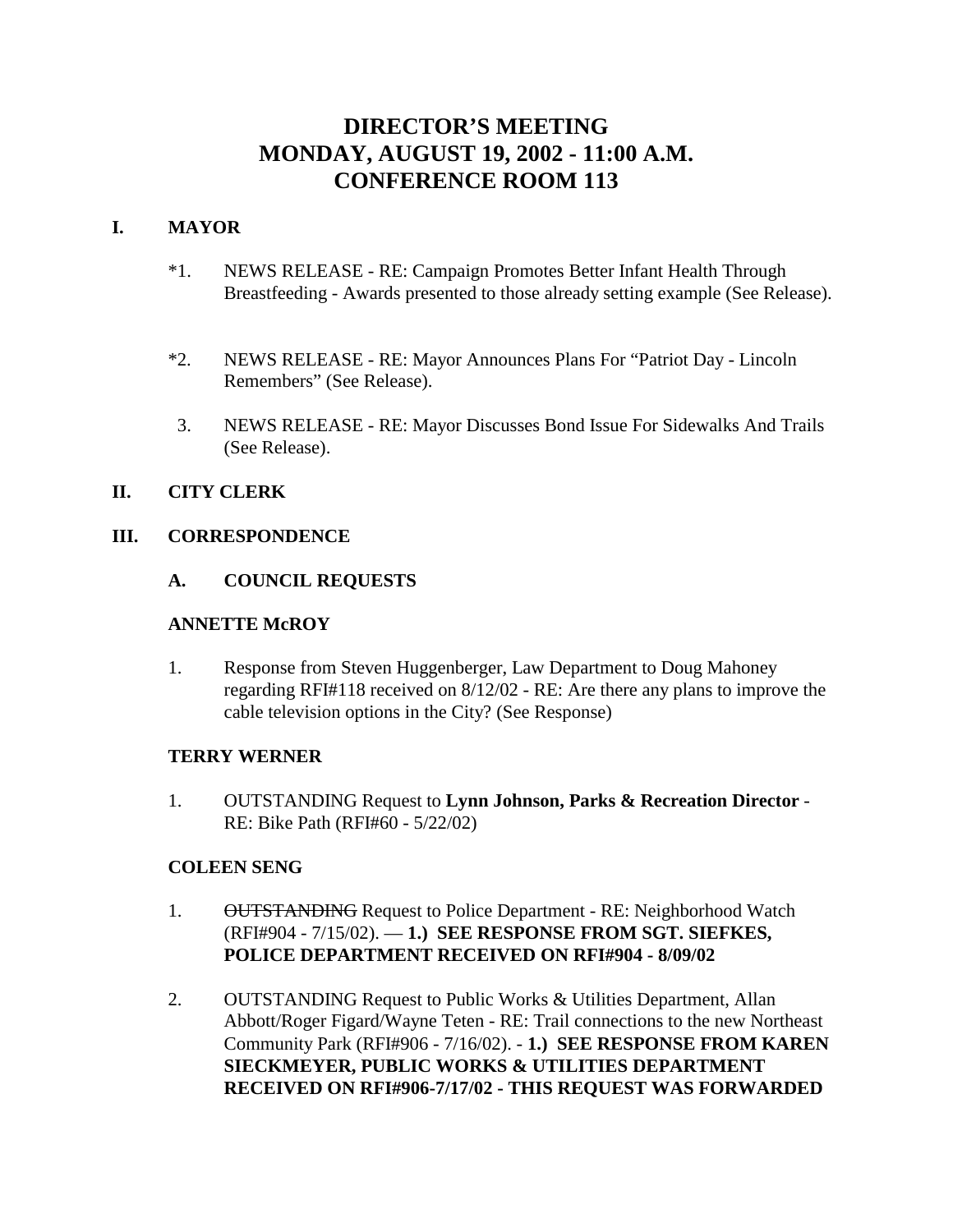# DIRECTOR'S MEETING
# MONDAY, AUGUST 19, 2002 - 11:00 A.M.
# CONFERENCE ROOM 113

## I. MAYOR

*1. NEWS RELEASE - RE: Campaign Promotes Better Infant Health Through Breastfeeding - Awards presented to those already setting example (See Release).

*2. NEWS RELEASE - RE: Mayor Announces Plans For "Patriot Day - Lincoln Remembers" (See Release).

3. NEWS RELEASE - RE: Mayor Discusses Bond Issue For Sidewalks And Trails (See Release).

## II. CITY CLERK

## III. CORRESPONDENCE

### A. COUNCIL REQUESTS

**ANNETTE McROY**

1. Response from Steven Huggenberger, Law Department to Doug Mahoney regarding RFI#118 received on 8/12/02 - RE: Are there any plans to improve the cable television options in the City? (See Response)

**TERRY WERNER**

1. OUTSTANDING Request to **Lynn Johnson, Parks & Recreation Director** - RE: Bike Path (RFI#60 - 5/22/02)

**COLEEN SENG**

1. ~~OUTSTANDING~~ Request to Police Department - RE: Neighborhood Watch (RFI#904 - 7/15/02). — **1.) SEE RESPONSE FROM SGT. SIEFKES, POLICE DEPARTMENT RECEIVED ON RFI#904 - 8/09/02**

2. OUTSTANDING Request to Public Works & Utilities Department, Allan Abbott/Roger Figard/Wayne Teten - RE: Trail connections to the new Northeast Community Park (RFI#906 - 7/16/02). - **1.) SEE RESPONSE FROM KAREN SIECKMEYER, PUBLIC WORKS & UTILITIES DEPARTMENT RECEIVED ON RFI#906-7/17/02 - THIS REQUEST WAS FORWARDED**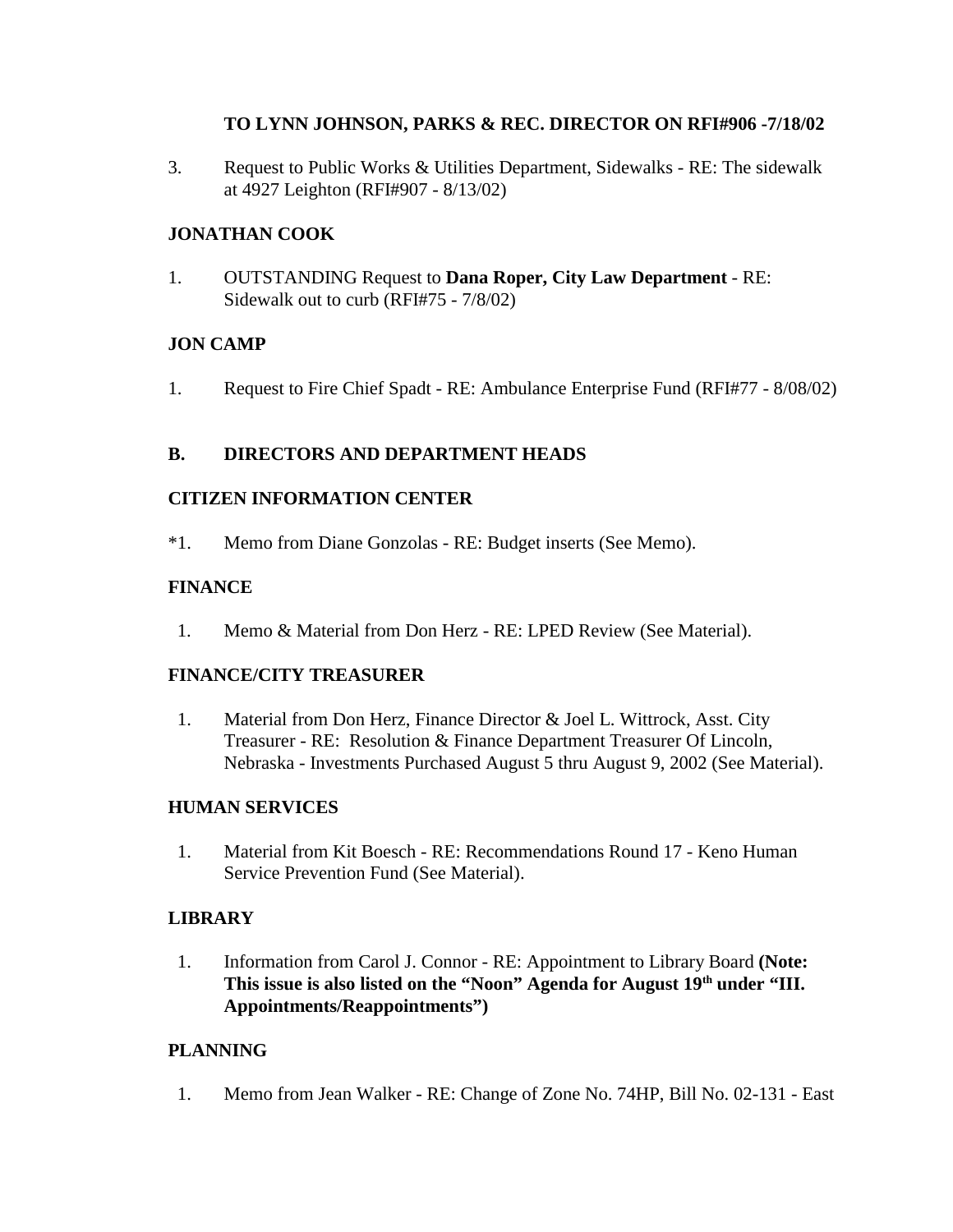**TO LYNN JOHNSON, PARKS & REC. DIRECTOR ON RFI#906 -7/18/02**

3. Request to Public Works & Utilities Department, Sidewalks - RE: The sidewalk at 4927 Leighton (RFI#907 - 8/13/02)

**JONATHAN COOK**

1. OUTSTANDING Request to **Dana Roper, City Law Department** - RE: Sidewalk out to curb (RFI#75 - 7/8/02)

**JON CAMP**

1. Request to Fire Chief Spadt - RE: Ambulance Enterprise Fund (RFI#77 - 8/08/02)

**B. DIRECTORS AND DEPARTMENT HEADS**

**CITIZEN INFORMATION CENTER**

*1. Memo from Diane Gonzolas - RE: Budget inserts (See Memo).

**FINANCE**

1. Memo & Material from Don Herz - RE: LPED Review (See Material).

**FINANCE/CITY TREASURER**

1. Material from Don Herz, Finance Director & Joel L. Wittrock, Asst. City Treasurer - RE: Resolution & Finance Department Treasurer Of Lincoln, Nebraska - Investments Purchased August 5 thru August 9, 2002 (See Material).

**HUMAN SERVICES**

1. Material from Kit Boesch - RE: Recommendations Round 17 - Keno Human Service Prevention Fund (See Material).

**LIBRARY**

1. Information from Carol J. Connor - RE: Appointment to Library Board **(Note: This issue is also listed on the "Noon" Agenda for August 19th under "III. Appointments/Reappointments")**

**PLANNING**

1. Memo from Jean Walker - RE: Change of Zone No. 74HP, Bill No. 02-131 - East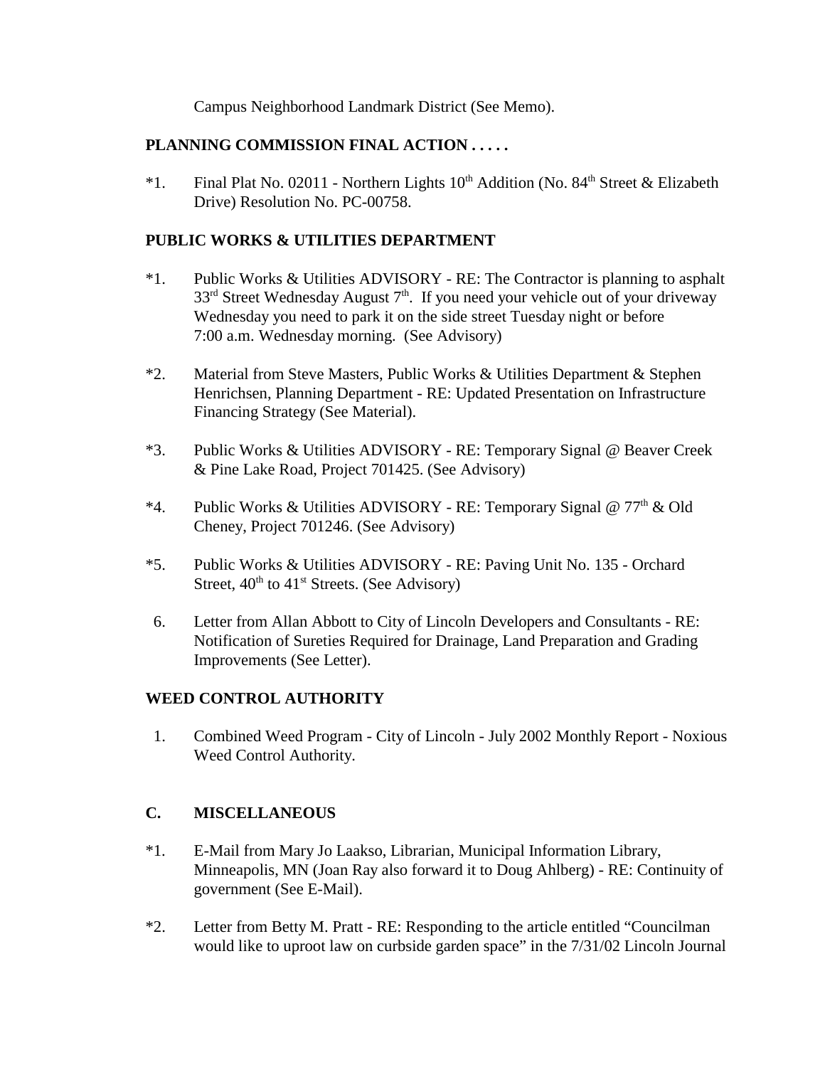Campus Neighborhood Landmark District (See Memo).

**PLANNING COMMISSION FINAL ACTION . . . . .**

*1. Final Plat No. 02011 - Northern Lights 10th Addition (No. 84th Street & Elizabeth Drive) Resolution No. PC-00758.

**PUBLIC WORKS & UTILITIES DEPARTMENT**

*1. Public Works & Utilities ADVISORY - RE: The Contractor is planning to asphalt 33rd Street Wednesday August 7th. If you need your vehicle out of your driveway Wednesday you need to park it on the side street Tuesday night or before 7:00 a.m. Wednesday morning. (See Advisory)

*2. Material from Steve Masters, Public Works & Utilities Department & Stephen Henrichsen, Planning Department - RE: Updated Presentation on Infrastructure Financing Strategy (See Material).

*3. Public Works & Utilities ADVISORY - RE: Temporary Signal @ Beaver Creek & Pine Lake Road, Project 701425. (See Advisory)

*4. Public Works & Utilities ADVISORY - RE: Temporary Signal @ 77th & Old Cheney, Project 701246. (See Advisory)

*5. Public Works & Utilities ADVISORY - RE: Paving Unit No. 135 - Orchard Street, 40th to 41st Streets. (See Advisory)

6. Letter from Allan Abbott to City of Lincoln Developers and Consultants - RE: Notification of Sureties Required for Drainage, Land Preparation and Grading Improvements (See Letter).

**WEED CONTROL AUTHORITY**

1. Combined Weed Program - City of Lincoln - July 2002 Monthly Report - Noxious Weed Control Authority.

**C. MISCELLANEOUS**

*1. E-Mail from Mary Jo Laakso, Librarian, Municipal Information Library, Minneapolis, MN (Joan Ray also forward it to Doug Ahlberg) - RE: Continuity of government (See E-Mail).

*2. Letter from Betty M. Pratt - RE: Responding to the article entitled "Councilman would like to uproot law on curbside garden space" in the 7/31/02 Lincoln Journal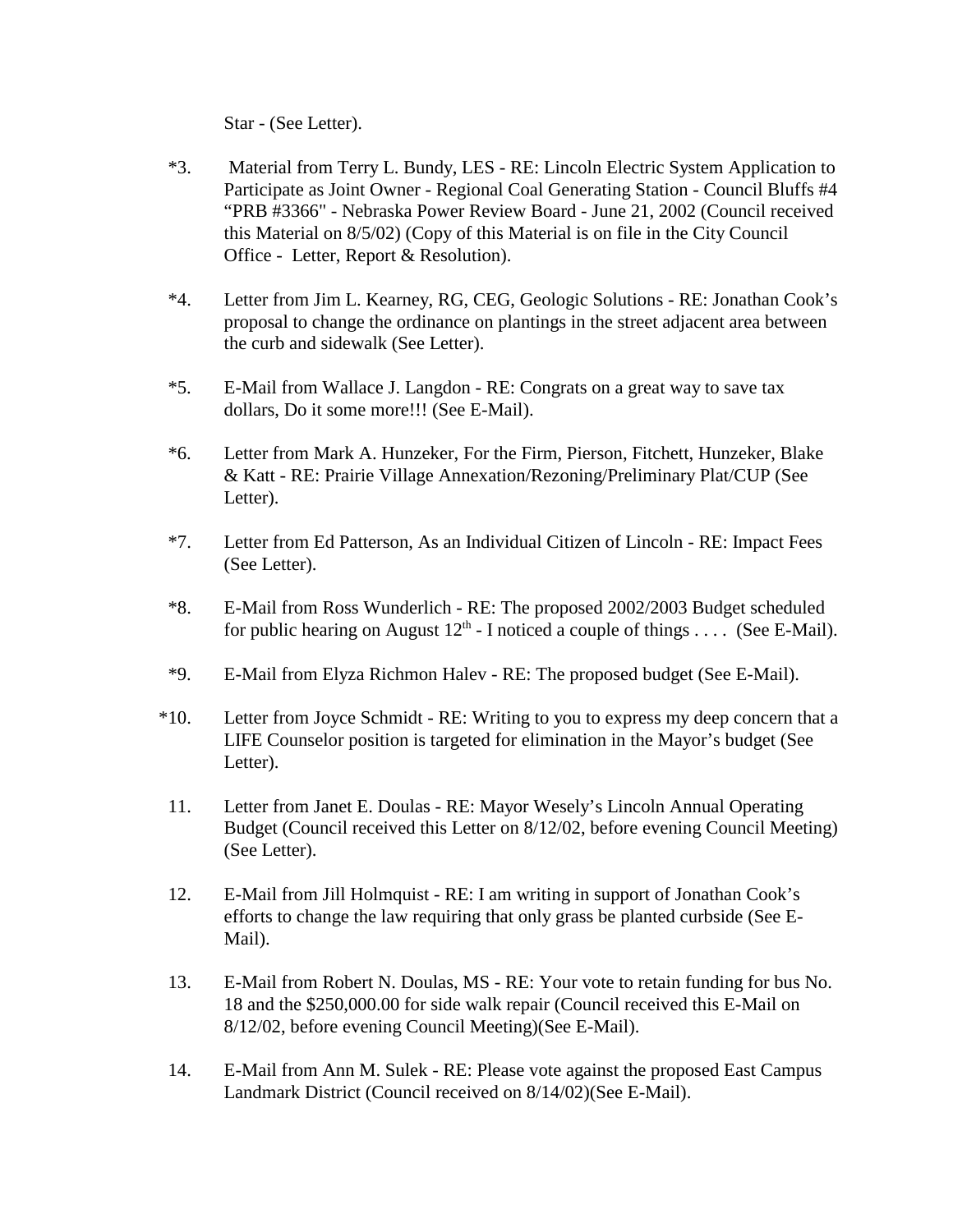Star - (See Letter).

*3. Material from Terry L. Bundy, LES - RE: Lincoln Electric System Application to Participate as Joint Owner - Regional Coal Generating Station - Council Bluffs #4 “PRB #3366" - Nebraska Power Review Board - June 21, 2002 (Council received this Material on 8/5/02) (Copy of this Material is on file in the City Council Office - Letter, Report & Resolution).

*4. Letter from Jim L. Kearney, RG, CEG, Geologic Solutions - RE: Jonathan Cook’s proposal to change the ordinance on plantings in the street adjacent area between the curb and sidewalk (See Letter).

*5. E-Mail from Wallace J. Langdon - RE: Congrats on a great way to save tax dollars, Do it some more!!! (See E-Mail).

*6. Letter from Mark A. Hunzeker, For the Firm, Pierson, Fitchett, Hunzeker, Blake & Katt - RE: Prairie Village Annexation/Rezoning/Preliminary Plat/CUP (See Letter).

*7. Letter from Ed Patterson, As an Individual Citizen of Lincoln - RE: Impact Fees (See Letter).

*8. E-Mail from Ross Wunderlich - RE: The proposed 2002/2003 Budget scheduled for public hearing on August 12th - I noticed a couple of things . . . . (See E-Mail).

*9. E-Mail from Elyza Richmon Halev - RE: The proposed budget (See E-Mail).

*10. Letter from Joyce Schmidt - RE: Writing to you to express my deep concern that a LIFE Counselor position is targeted for elimination in the Mayor’s budget (See Letter).

11. Letter from Janet E. Doulas - RE: Mayor Wesely’s Lincoln Annual Operating Budget (Council received this Letter on 8/12/02, before evening Council Meeting) (See Letter).

12. E-Mail from Jill Holmquist - RE: I am writing in support of Jonathan Cook’s efforts to change the law requiring that only grass be planted curbside (See E-Mail).

13. E-Mail from Robert N. Doulas, MS - RE: Your vote to retain funding for bus No. 18 and the $250,000.00 for side walk repair (Council received this E-Mail on 8/12/02, before evening Council Meeting)(See E-Mail).

14. E-Mail from Ann M. Sulek - RE: Please vote against the proposed East Campus Landmark District (Council received on 8/14/02)(See E-Mail).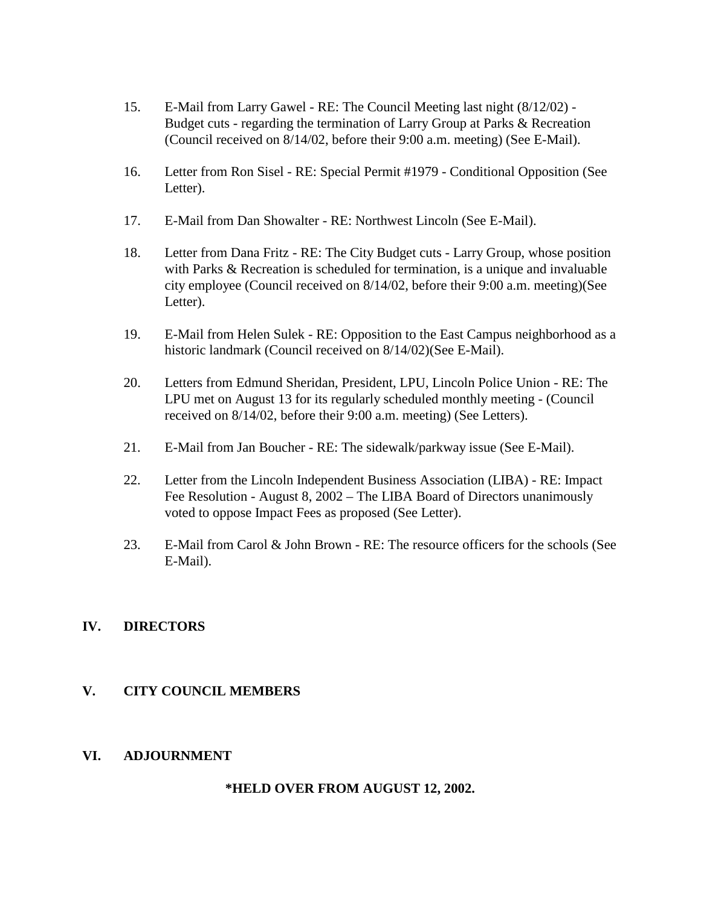15. E-Mail from Larry Gawel - RE: The Council Meeting last night (8/12/02) - Budget cuts - regarding the termination of Larry Group at Parks & Recreation (Council received on 8/14/02, before their 9:00 a.m. meeting) (See E-Mail).

16. Letter from Ron Sisel - RE: Special Permit #1979 - Conditional Opposition (See Letter).

17. E-Mail from Dan Showalter - RE: Northwest Lincoln (See E-Mail).

18. Letter from Dana Fritz - RE: The City Budget cuts - Larry Group, whose position with Parks & Recreation is scheduled for termination, is a unique and invaluable city employee (Council received on 8/14/02, before their 9:00 a.m. meeting)(See Letter).

19. E-Mail from Helen Sulek - RE: Opposition to the East Campus neighborhood as a historic landmark (Council received on 8/14/02)(See E-Mail).

20. Letters from Edmund Sheridan, President, LPU, Lincoln Police Union - RE: The LPU met on August 13 for its regularly scheduled monthly meeting - (Council received on 8/14/02, before their 9:00 a.m. meeting) (See Letters).

21. E-Mail from Jan Boucher - RE: The sidewalk/parkway issue (See E-Mail).

22. Letter from the Lincoln Independent Business Association (LIBA) - RE: Impact Fee Resolution - August 8, 2002 – The LIBA Board of Directors unanimously voted to oppose Impact Fees as proposed (See Letter).

23. E-Mail from Carol & John Brown - RE: The resource officers for the schools (See E-Mail).

## IV. DIRECTORS

## V. CITY COUNCIL MEMBERS

## VI. ADJOURNMENT

**\*HELD OVER FROM AUGUST 12, 2002.**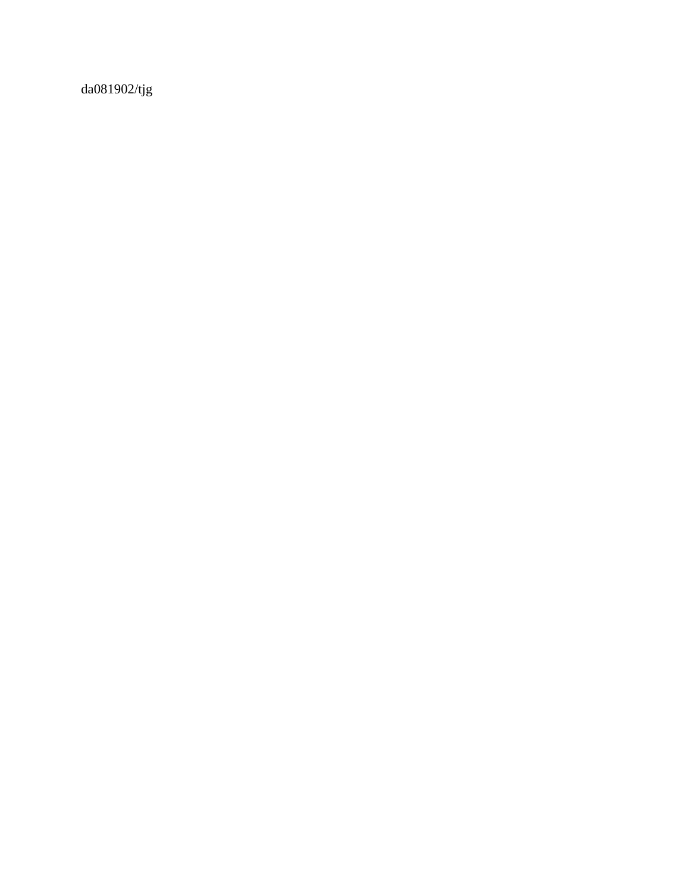da081902/tjg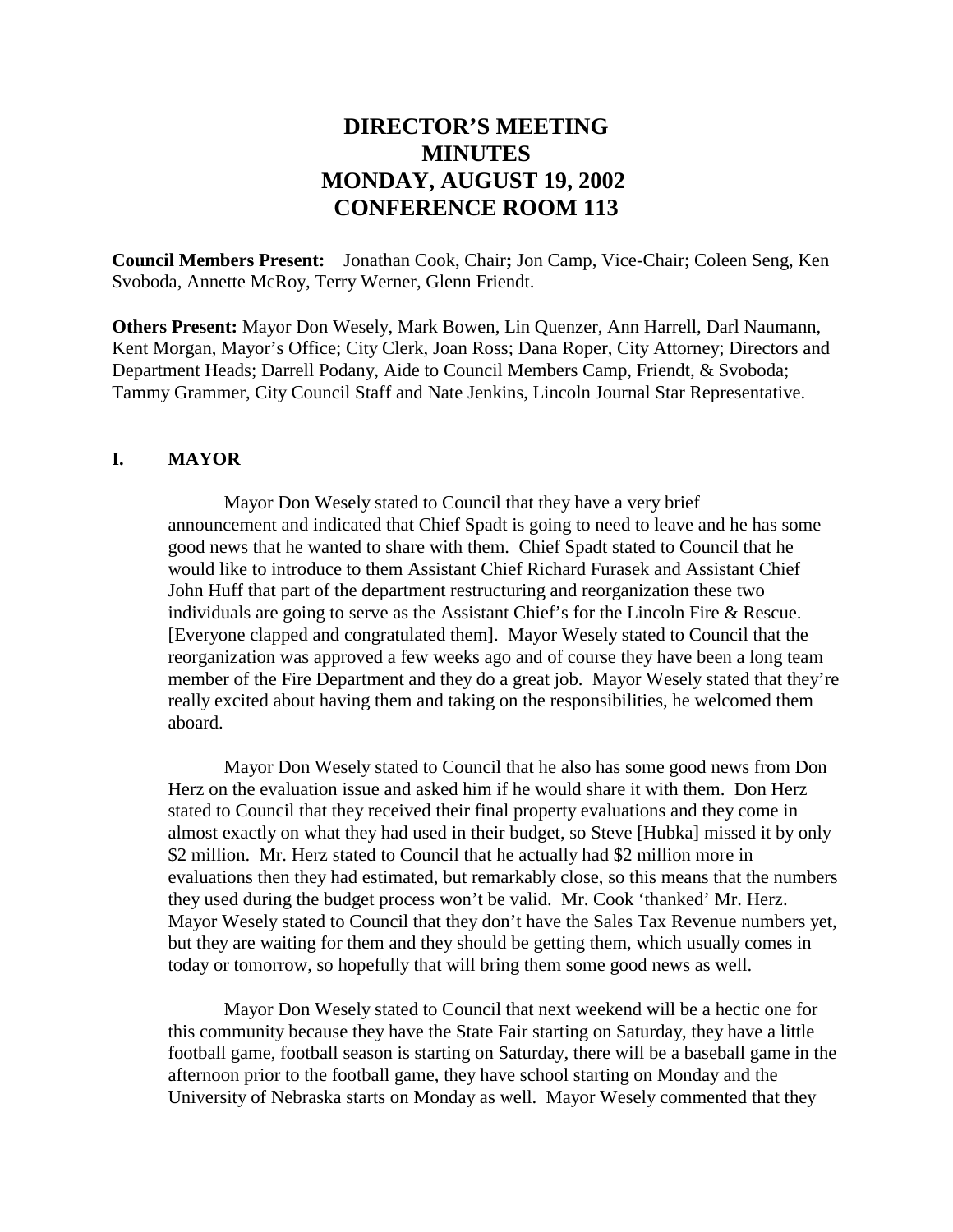# DIRECTOR'S MEETING
# MINUTES
# MONDAY, AUGUST 19, 2002
# CONFERENCE ROOM 113

**Council Members Present:** Jonathan Cook, Chair**;** Jon Camp, Vice-Chair; Coleen Seng, Ken Svoboda, Annette McRoy, Terry Werner, Glenn Friendt.

**Others Present:** Mayor Don Wesely, Mark Bowen, Lin Quenzer, Ann Harrell, Darl Naumann, Kent Morgan, Mayor's Office; City Clerk, Joan Ross; Dana Roper, City Attorney; Directors and Department Heads; Darrell Podany, Aide to Council Members Camp, Friendt, & Svoboda; Tammy Grammer, City Council Staff and Nate Jenkins, Lincoln Journal Star Representative.

## I. MAYOR

Mayor Don Wesely stated to Council that they have a very brief announcement and indicated that Chief Spadt is going to need to leave and he has some good news that he wanted to share with them. Chief Spadt stated to Council that he would like to introduce to them Assistant Chief Richard Furasek and Assistant Chief John Huff that part of the department restructuring and reorganization these two individuals are going to serve as the Assistant Chief's for the Lincoln Fire & Rescue. [Everyone clapped and congratulated them]. Mayor Wesely stated to Council that the reorganization was approved a few weeks ago and of course they have been a long team member of the Fire Department and they do a great job. Mayor Wesely stated that they're really excited about having them and taking on the responsibilities, he welcomed them aboard.

Mayor Don Wesely stated to Council that he also has some good news from Don Herz on the evaluation issue and asked him if he would share it with them. Don Herz stated to Council that they received their final property evaluations and they come in almost exactly on what they had used in their budget, so Steve [Hubka] missed it by only $2 million. Mr. Herz stated to Council that he actually had $2 million more in evaluations then they had estimated, but remarkably close, so this means that the numbers they used during the budget process won't be valid. Mr. Cook 'thanked' Mr. Herz. Mayor Wesely stated to Council that they don't have the Sales Tax Revenue numbers yet, but they are waiting for them and they should be getting them, which usually comes in today or tomorrow, so hopefully that will bring them some good news as well.

Mayor Don Wesely stated to Council that next weekend will be a hectic one for this community because they have the State Fair starting on Saturday, they have a little football game, football season is starting on Saturday, there will be a baseball game in the afternoon prior to the football game, they have school starting on Monday and the University of Nebraska starts on Monday as well. Mayor Wesely commented that they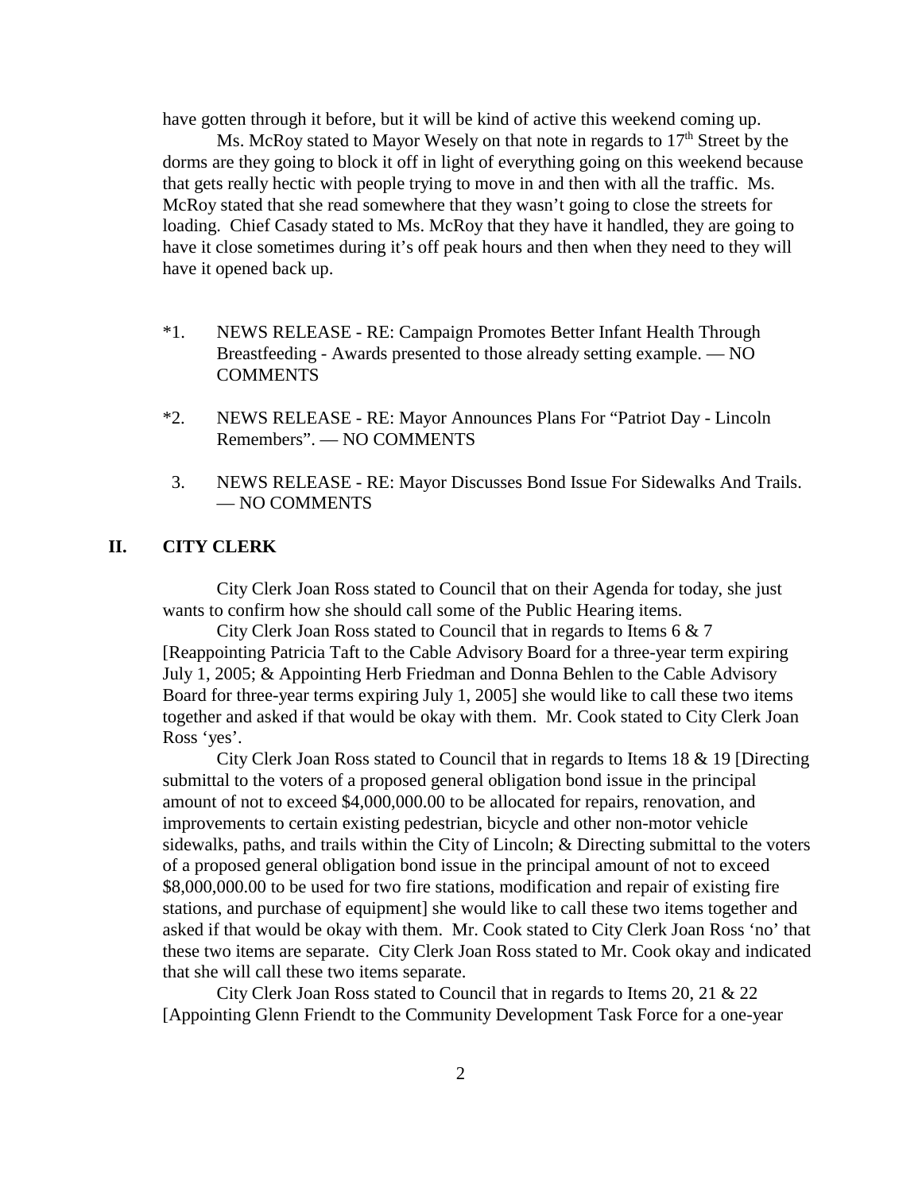have gotten through it before, but it will be kind of active this weekend coming up.

Ms. McRoy stated to Mayor Wesely on that note in regards to 17th Street by the dorms are they going to block it off in light of everything going on this weekend because that gets really hectic with people trying to move in and then with all the traffic. Ms. McRoy stated that she read somewhere that they wasn't going to close the streets for loading. Chief Casady stated to Ms. McRoy that they have it handled, they are going to have it close sometimes during it's off peak hours and then when they need to they will have it opened back up.

*1. NEWS RELEASE - RE: Campaign Promotes Better Infant Health Through Breastfeeding - Awards presented to those already setting example. — NO COMMENTS

*2. NEWS RELEASE - RE: Mayor Announces Plans For "Patriot Day - Lincoln Remembers". — NO COMMENTS

3. NEWS RELEASE - RE: Mayor Discusses Bond Issue For Sidewalks And Trails. — NO COMMENTS

## II. CITY CLERK

City Clerk Joan Ross stated to Council that on their Agenda for today, she just wants to confirm how she should call some of the Public Hearing items.

City Clerk Joan Ross stated to Council that in regards to Items 6 & 7 [Reappointing Patricia Taft to the Cable Advisory Board for a three-year term expiring July 1, 2005; & Appointing Herb Friedman and Donna Behlen to the Cable Advisory Board for three-year terms expiring July 1, 2005] she would like to call these two items together and asked if that would be okay with them. Mr. Cook stated to City Clerk Joan Ross 'yes'.

City Clerk Joan Ross stated to Council that in regards to Items 18 & 19 [Directing submittal to the voters of a proposed general obligation bond issue in the principal amount of not to exceed $4,000,000.00 to be allocated for repairs, renovation, and improvements to certain existing pedestrian, bicycle and other non-motor vehicle sidewalks, paths, and trails within the City of Lincoln; & Directing submittal to the voters of a proposed general obligation bond issue in the principal amount of not to exceed $8,000,000.00 to be used for two fire stations, modification and repair of existing fire stations, and purchase of equipment] she would like to call these two items together and asked if that would be okay with them. Mr. Cook stated to City Clerk Joan Ross 'no' that these two items are separate. City Clerk Joan Ross stated to Mr. Cook okay and indicated that she will call these two items separate.

City Clerk Joan Ross stated to Council that in regards to Items 20, 21 & 22 [Appointing Glenn Friendt to the Community Development Task Force for a one-year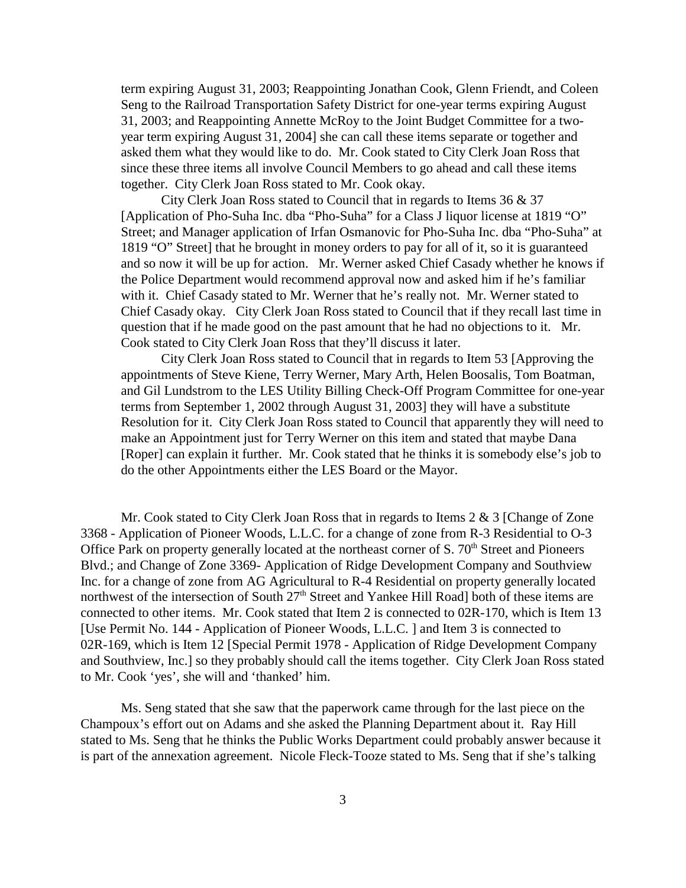term expiring August 31, 2003; Reappointing Jonathan Cook, Glenn Friendt, and Coleen Seng to the Railroad Transportation Safety District for one-year terms expiring August 31, 2003; and Reappointing Annette McRoy to the Joint Budget Committee for a two-year term expiring August 31, 2004] she can call these items separate or together and asked them what they would like to do. Mr. Cook stated to City Clerk Joan Ross that since these three items all involve Council Members to go ahead and call these items together. City Clerk Joan Ross stated to Mr. Cook okay.

City Clerk Joan Ross stated to Council that in regards to Items 36 & 37 [Application of Pho-Suha Inc. dba "Pho-Suha" for a Class J liquor license at 1819 "O" Street; and Manager application of Irfan Osmanovic for Pho-Suha Inc. dba "Pho-Suha" at 1819 "O" Street] that he brought in money orders to pay for all of it, so it is guaranteed and so now it will be up for action. Mr. Werner asked Chief Casady whether he knows if the Police Department would recommend approval now and asked him if he's familiar with it. Chief Casady stated to Mr. Werner that he's really not. Mr. Werner stated to Chief Casady okay. City Clerk Joan Ross stated to Council that if they recall last time in question that if he made good on the past amount that he had no objections to it. Mr. Cook stated to City Clerk Joan Ross that they'll discuss it later.

City Clerk Joan Ross stated to Council that in regards to Item 53 [Approving the appointments of Steve Kiene, Terry Werner, Mary Arth, Helen Boosalis, Tom Boatman, and Gil Lundstrom to the LES Utility Billing Check-Off Program Committee for one-year terms from September 1, 2002 through August 31, 2003] they will have a substitute Resolution for it. City Clerk Joan Ross stated to Council that apparently they will need to make an Appointment just for Terry Werner on this item and stated that maybe Dana [Roper] can explain it further. Mr. Cook stated that he thinks it is somebody else's job to do the other Appointments either the LES Board or the Mayor.

Mr. Cook stated to City Clerk Joan Ross that in regards to Items 2 & 3 [Change of Zone 3368 - Application of Pioneer Woods, L.L.C. for a change of zone from R-3 Residential to O-3 Office Park on property generally located at the northeast corner of S. 70th Street and Pioneers Blvd.; and Change of Zone 3369- Application of Ridge Development Company and Southview Inc. for a change of zone from AG Agricultural to R-4 Residential on property generally located northwest of the intersection of South 27th Street and Yankee Hill Road] both of these items are connected to other items. Mr. Cook stated that Item 2 is connected to 02R-170, which is Item 13 [Use Permit No. 144 - Application of Pioneer Woods, L.L.C. ] and Item 3 is connected to 02R-169, which is Item 12 [Special Permit 1978 - Application of Ridge Development Company and Southview, Inc.] so they probably should call the items together. City Clerk Joan Ross stated to Mr. Cook 'yes', she will and 'thanked' him.

Ms. Seng stated that she saw that the paperwork came through for the last piece on the Champoux's effort out on Adams and she asked the Planning Department about it. Ray Hill stated to Ms. Seng that he thinks the Public Works Department could probably answer because it is part of the annexation agreement. Nicole Fleck-Tooze stated to Ms. Seng that if she's talking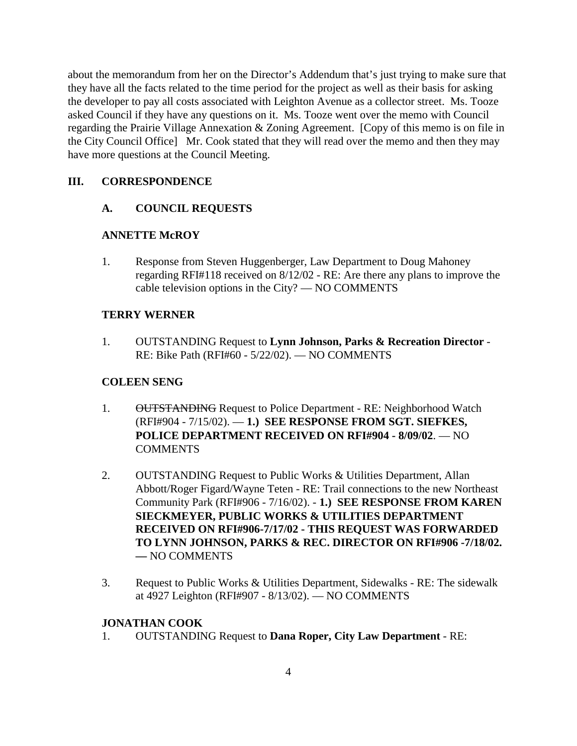about the memorandum from her on the Director's Addendum that's just trying to make sure that they have all the facts related to the time period for the project as well as their basis for asking the developer to pay all costs associated with Leighton Avenue as a collector street. Ms. Tooze asked Council if they have any questions on it. Ms. Tooze went over the memo with Council regarding the Prairie Village Annexation & Zoning Agreement. [Copy of this memo is on file in the City Council Office] Mr. Cook stated that they will read over the memo and then they may have more questions at the Council Meeting.

## III. CORRESPONDENCE

### A. COUNCIL REQUESTS

**ANNETTE McROY**

1. Response from Steven Huggenberger, Law Department to Doug Mahoney regarding RFI#118 received on 8/12/02 - RE: Are there any plans to improve the cable television options in the City? — NO COMMENTS

**TERRY WERNER**

1. OUTSTANDING Request to **Lynn Johnson, Parks & Recreation Director** - RE: Bike Path (RFI#60 - 5/22/02). — NO COMMENTS

**COLEEN SENG**

1. ~~OUTSTANDING~~ Request to Police Department - RE: Neighborhood Watch (RFI#904 - 7/15/02). — **1.) SEE RESPONSE FROM SGT. SIEFKES, POLICE DEPARTMENT RECEIVED ON RFI#904 - 8/09/02**. — NO COMMENTS

2. OUTSTANDING Request to Public Works & Utilities Department, Allan Abbott/Roger Figard/Wayne Teten - RE: Trail connections to the new Northeast Community Park (RFI#906 - 7/16/02). - **1.) SEE RESPONSE FROM KAREN SIECKMEYER, PUBLIC WORKS & UTILITIES DEPARTMENT RECEIVED ON RFI#906-7/17/02 - THIS REQUEST WAS FORWARDED TO LYNN JOHNSON, PARKS & REC. DIRECTOR ON RFI#906 -7/18/02. —** NO COMMENTS

3. Request to Public Works & Utilities Department, Sidewalks - RE: The sidewalk at 4927 Leighton (RFI#907 - 8/13/02). — NO COMMENTS

**JONATHAN COOK**

1. OUTSTANDING Request to **Dana Roper, City Law Department** - RE: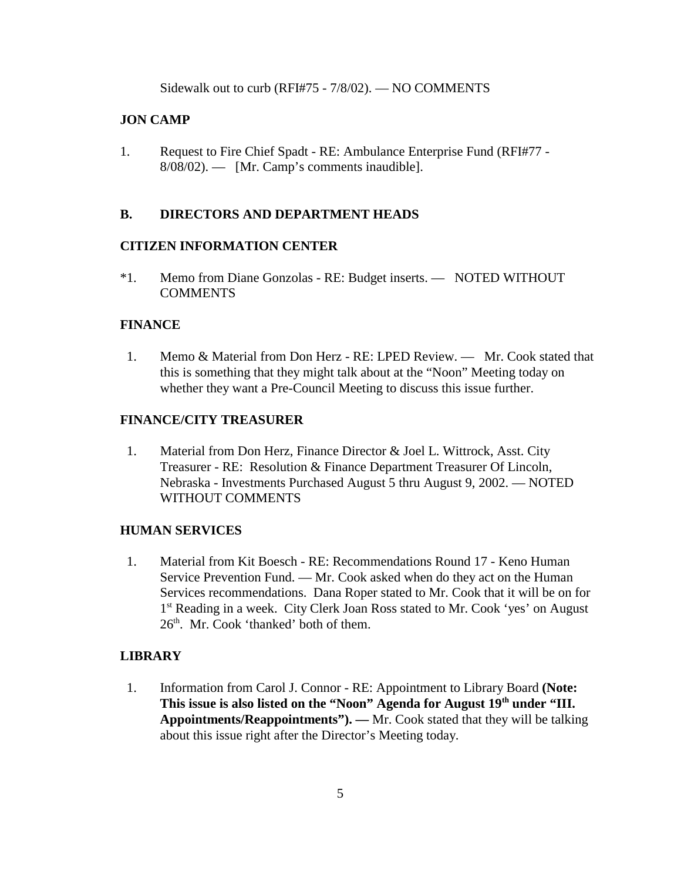Sidewalk out to curb (RFI#75 - 7/8/02). — NO COMMENTS

**JON CAMP**

1. Request to Fire Chief Spadt - RE: Ambulance Enterprise Fund (RFI#77 - 8/08/02). — [Mr. Camp's comments inaudible].

## B. DIRECTORS AND DEPARTMENT HEADS

**CITIZEN INFORMATION CENTER**

*1. Memo from Diane Gonzolas - RE: Budget inserts. — NOTED WITHOUT COMMENTS

**FINANCE**

1. Memo & Material from Don Herz - RE: LPED Review. — Mr. Cook stated that this is something that they might talk about at the "Noon" Meeting today on whether they want a Pre-Council Meeting to discuss this issue further.

**FINANCE/CITY TREASURER**

1. Material from Don Herz, Finance Director & Joel L. Wittrock, Asst. City Treasurer - RE: Resolution & Finance Department Treasurer Of Lincoln, Nebraska - Investments Purchased August 5 thru August 9, 2002. — NOTED WITHOUT COMMENTS

**HUMAN SERVICES**

1. Material from Kit Boesch - RE: Recommendations Round 17 - Keno Human Service Prevention Fund. — Mr. Cook asked when do they act on the Human Services recommendations. Dana Roper stated to Mr. Cook that it will be on for 1st Reading in a week. City Clerk Joan Ross stated to Mr. Cook 'yes' on August 26th. Mr. Cook 'thanked' both of them.

**LIBRARY**

1. Information from Carol J. Connor - RE: Appointment to Library Board **(Note: This issue is also listed on the "Noon" Agenda for August 19th under "III. Appointments/Reappointments"). —** Mr. Cook stated that they will be talking about this issue right after the Director's Meeting today.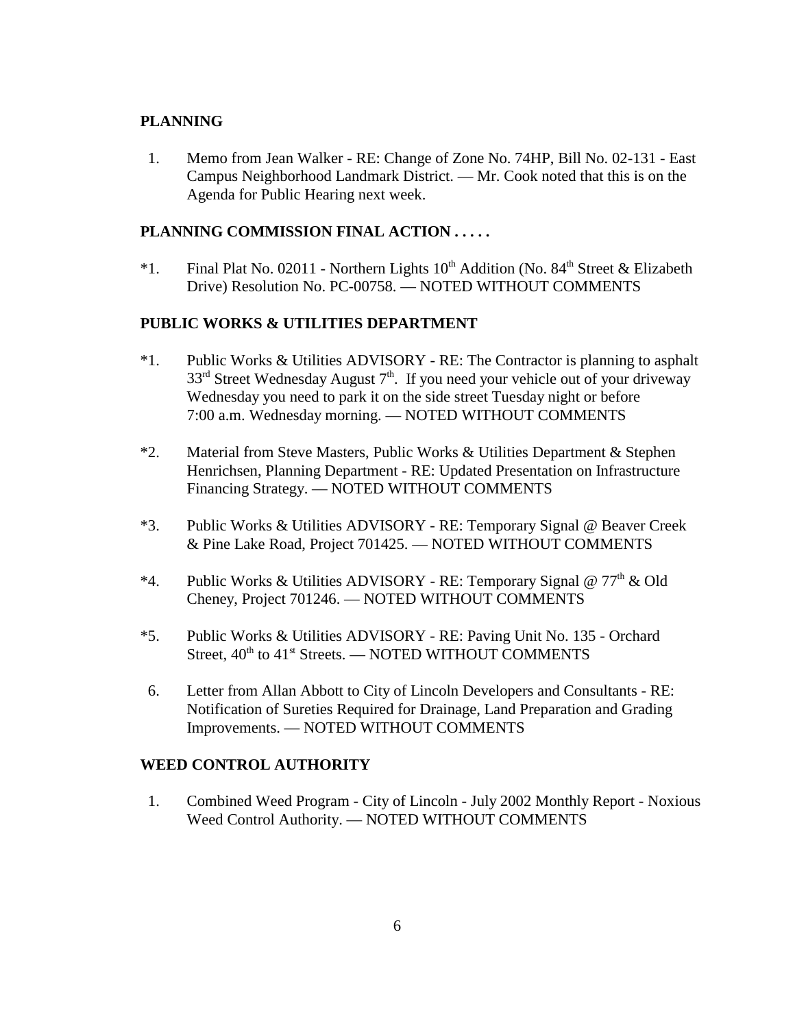**PLANNING**

1. Memo from Jean Walker - RE: Change of Zone No. 74HP, Bill No. 02-131 - East Campus Neighborhood Landmark District. — Mr. Cook noted that this is on the Agenda for Public Hearing next week.

**PLANNING COMMISSION FINAL ACTION . . . . .**

*1. Final Plat No. 02011 - Northern Lights 10th Addition (No. 84th Street & Elizabeth Drive) Resolution No. PC-00758. — NOTED WITHOUT COMMENTS

**PUBLIC WORKS & UTILITIES DEPARTMENT**

*1. Public Works & Utilities ADVISORY - RE: The Contractor is planning to asphalt 33rd Street Wednesday August 7th. If you need your vehicle out of your driveway Wednesday you need to park it on the side street Tuesday night or before 7:00 a.m. Wednesday morning. — NOTED WITHOUT COMMENTS

*2. Material from Steve Masters, Public Works & Utilities Department & Stephen Henrichsen, Planning Department - RE: Updated Presentation on Infrastructure Financing Strategy. — NOTED WITHOUT COMMENTS

*3. Public Works & Utilities ADVISORY - RE: Temporary Signal @ Beaver Creek & Pine Lake Road, Project 701425. — NOTED WITHOUT COMMENTS

*4. Public Works & Utilities ADVISORY - RE: Temporary Signal @ 77th & Old Cheney, Project 701246. — NOTED WITHOUT COMMENTS

*5. Public Works & Utilities ADVISORY - RE: Paving Unit No. 135 - Orchard Street, 40th to 41st Streets. — NOTED WITHOUT COMMENTS

6. Letter from Allan Abbott to City of Lincoln Developers and Consultants - RE: Notification of Sureties Required for Drainage, Land Preparation and Grading Improvements. — NOTED WITHOUT COMMENTS

**WEED CONTROL AUTHORITY**

1. Combined Weed Program - City of Lincoln - July 2002 Monthly Report - Noxious Weed Control Authority. — NOTED WITHOUT COMMENTS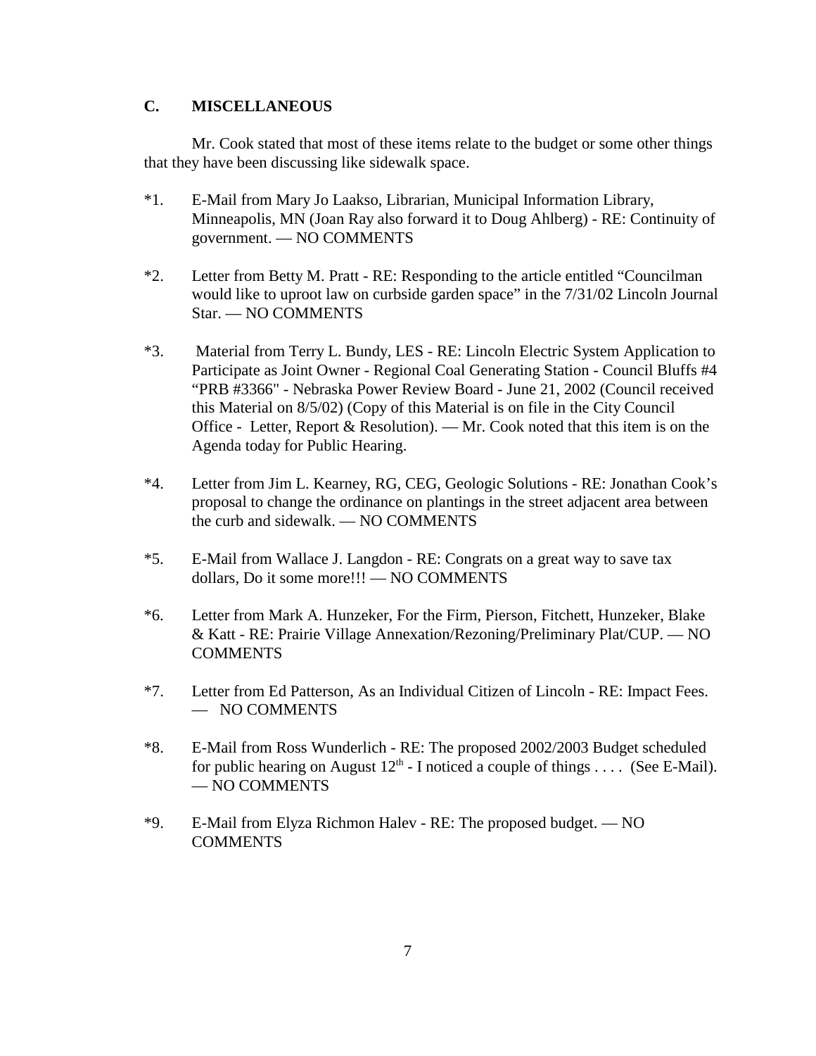## C. MISCELLANEOUS

Mr. Cook stated that most of these items relate to the budget or some other things that they have been discussing like sidewalk space.

*1. E-Mail from Mary Jo Laakso, Librarian, Municipal Information Library, Minneapolis, MN (Joan Ray also forward it to Doug Ahlberg) - RE: Continuity of government. — NO COMMENTS

*2. Letter from Betty M. Pratt - RE: Responding to the article entitled "Councilman would like to uproot law on curbside garden space" in the 7/31/02 Lincoln Journal Star. — NO COMMENTS

*3. Material from Terry L. Bundy, LES - RE: Lincoln Electric System Application to Participate as Joint Owner - Regional Coal Generating Station - Council Bluffs #4 "PRB #3366" - Nebraska Power Review Board - June 21, 2002 (Council received this Material on 8/5/02) (Copy of this Material is on file in the City Council Office - Letter, Report & Resolution). — Mr. Cook noted that this item is on the Agenda today for Public Hearing.

*4. Letter from Jim L. Kearney, RG, CEG, Geologic Solutions - RE: Jonathan Cook's proposal to change the ordinance on plantings in the street adjacent area between the curb and sidewalk. — NO COMMENTS

*5. E-Mail from Wallace J. Langdon - RE: Congrats on a great way to save tax dollars, Do it some more!!! — NO COMMENTS

*6. Letter from Mark A. Hunzeker, For the Firm, Pierson, Fitchett, Hunzeker, Blake & Katt - RE: Prairie Village Annexation/Rezoning/Preliminary Plat/CUP. — NO COMMENTS

*7. Letter from Ed Patterson, As an Individual Citizen of Lincoln - RE: Impact Fees. — NO COMMENTS

*8. E-Mail from Ross Wunderlich - RE: The proposed 2002/2003 Budget scheduled for public hearing on August 12th - I noticed a couple of things . . . . (See E-Mail). — NO COMMENTS

*9. E-Mail from Elyza Richmon Halev - RE: The proposed budget. — NO COMMENTS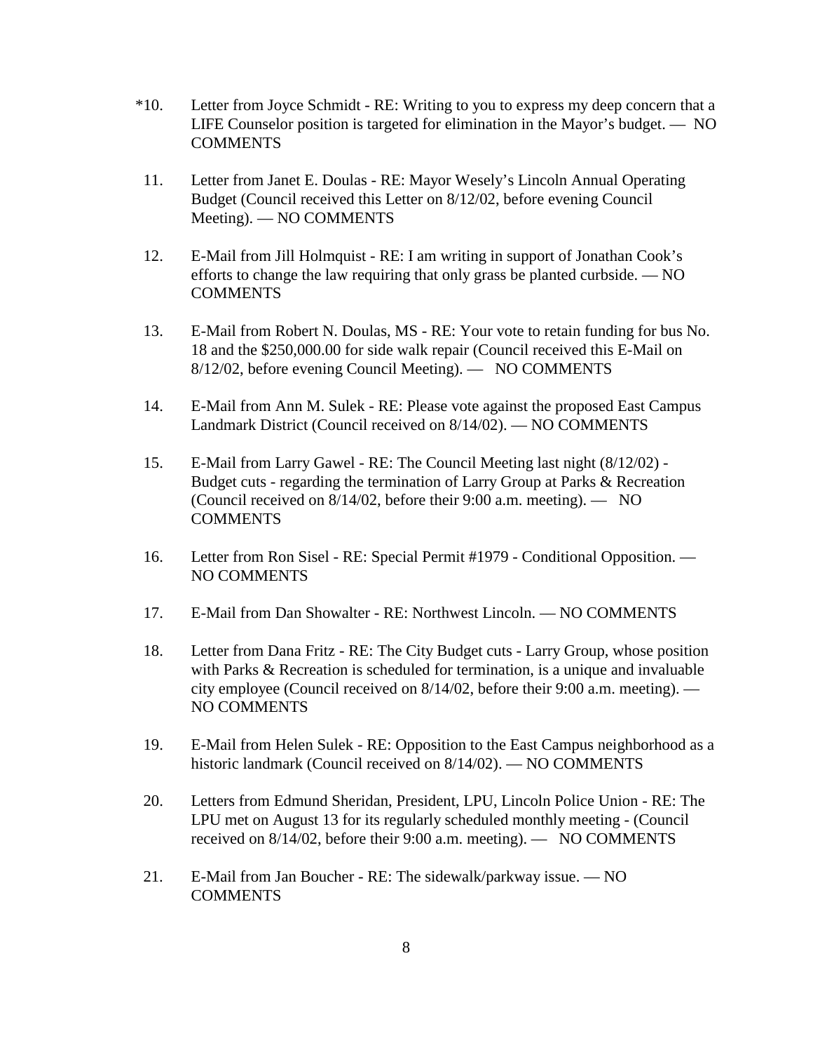*10. Letter from Joyce Schmidt - RE: Writing to you to express my deep concern that a LIFE Counselor position is targeted for elimination in the Mayor's budget. — NO COMMENTS

11. Letter from Janet E. Doulas - RE: Mayor Wesely's Lincoln Annual Operating Budget (Council received this Letter on 8/12/02, before evening Council Meeting). — NO COMMENTS

12. E-Mail from Jill Holmquist - RE: I am writing in support of Jonathan Cook's efforts to change the law requiring that only grass be planted curbside. — NO COMMENTS

13. E-Mail from Robert N. Doulas, MS - RE: Your vote to retain funding for bus No. 18 and the $250,000.00 for side walk repair (Council received this E-Mail on 8/12/02, before evening Council Meeting). — NO COMMENTS

14. E-Mail from Ann M. Sulek - RE: Please vote against the proposed East Campus Landmark District (Council received on 8/14/02). — NO COMMENTS

15. E-Mail from Larry Gawel - RE: The Council Meeting last night (8/12/02) - Budget cuts - regarding the termination of Larry Group at Parks & Recreation (Council received on 8/14/02, before their 9:00 a.m. meeting). — NO COMMENTS

16. Letter from Ron Sisel - RE: Special Permit #1979 - Conditional Opposition. — NO COMMENTS

17. E-Mail from Dan Showalter - RE: Northwest Lincoln. — NO COMMENTS

18. Letter from Dana Fritz - RE: The City Budget cuts - Larry Group, whose position with Parks & Recreation is scheduled for termination, is a unique and invaluable city employee (Council received on 8/14/02, before their 9:00 a.m. meeting). — NO COMMENTS

19. E-Mail from Helen Sulek - RE: Opposition to the East Campus neighborhood as a historic landmark (Council received on 8/14/02). — NO COMMENTS

20. Letters from Edmund Sheridan, President, LPU, Lincoln Police Union - RE: The LPU met on August 13 for its regularly scheduled monthly meeting - (Council received on 8/14/02, before their 9:00 a.m. meeting). — NO COMMENTS

21. E-Mail from Jan Boucher - RE: The sidewalk/parkway issue. — NO COMMENTS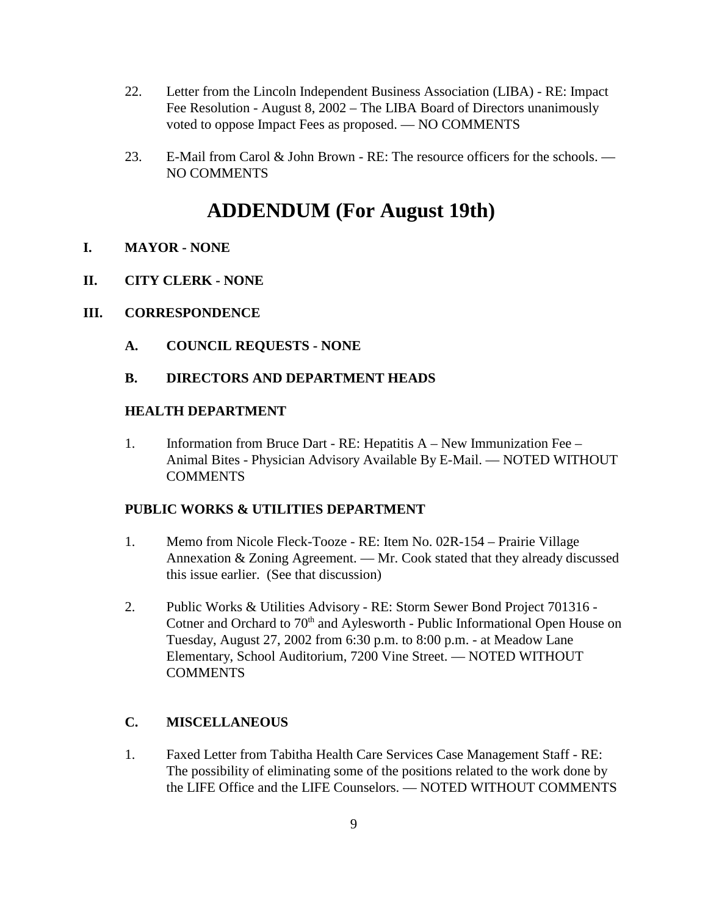22. Letter from the Lincoln Independent Business Association (LIBA) - RE: Impact Fee Resolution - August 8, 2002 – The LIBA Board of Directors unanimously voted to oppose Impact Fees as proposed. — NO COMMENTS

23. E-Mail from Carol & John Brown - RE: The resource officers for the schools. — NO COMMENTS

# ADDENDUM (For August 19th)

**I. MAYOR - NONE**

**II. CITY CLERK - NONE**

**III. CORRESPONDENCE**

**A. COUNCIL REQUESTS - NONE**

**B. DIRECTORS AND DEPARTMENT HEADS**

**HEALTH DEPARTMENT**

1. Information from Bruce Dart - RE: Hepatitis A – New Immunization Fee – Animal Bites - Physician Advisory Available By E-Mail. — NOTED WITHOUT COMMENTS

**PUBLIC WORKS & UTILITIES DEPARTMENT**

1. Memo from Nicole Fleck-Tooze - RE: Item No. 02R-154 – Prairie Village Annexation & Zoning Agreement. — Mr. Cook stated that they already discussed this issue earlier. (See that discussion)

2. Public Works & Utilities Advisory - RE: Storm Sewer Bond Project 701316 - Cotner and Orchard to 70th and Aylesworth - Public Informational Open House on Tuesday, August 27, 2002 from 6:30 p.m. to 8:00 p.m. - at Meadow Lane Elementary, School Auditorium, 7200 Vine Street. — NOTED WITHOUT COMMENTS

**C. MISCELLANEOUS**

1. Faxed Letter from Tabitha Health Care Services Case Management Staff - RE: The possibility of eliminating some of the positions related to the work done by the LIFE Office and the LIFE Counselors. — NOTED WITHOUT COMMENTS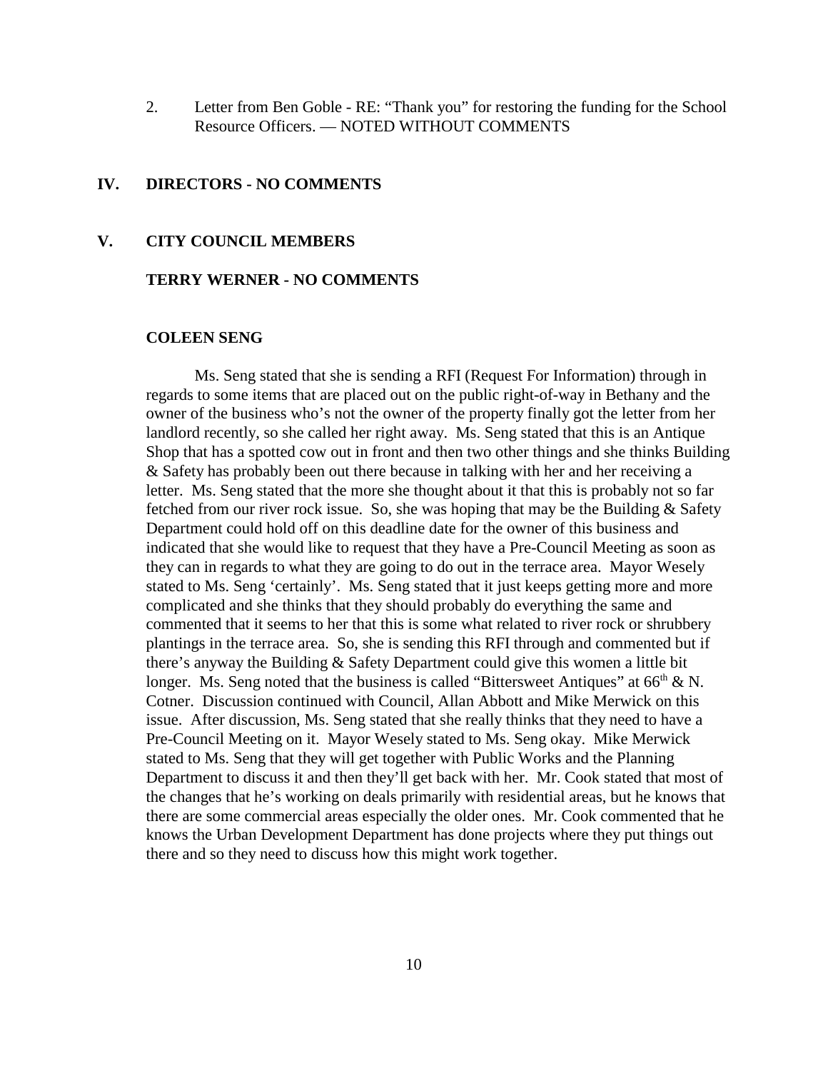2. Letter from Ben Goble - RE: “Thank you” for restoring the funding for the School Resource Officers. — NOTED WITHOUT COMMENTS

## IV. DIRECTORS - NO COMMENTS

## V. CITY COUNCIL MEMBERS

### TERRY WERNER - NO COMMENTS

### COLEEN SENG

Ms. Seng stated that she is sending a RFI (Request For Information) through in regards to some items that are placed out on the public right-of-way in Bethany and the owner of the business who’s not the owner of the property finally got the letter from her landlord recently, so she called her right away. Ms. Seng stated that this is an Antique Shop that has a spotted cow out in front and then two other things and she thinks Building & Safety has probably been out there because in talking with her and her receiving a letter. Ms. Seng stated that the more she thought about it that this is probably not so far fetched from our river rock issue. So, she was hoping that may be the Building & Safety Department could hold off on this deadline date for the owner of this business and indicated that she would like to request that they have a Pre-Council Meeting as soon as they can in regards to what they are going to do out in the terrace area. Mayor Wesely stated to Ms. Seng ‘certainly’. Ms. Seng stated that it just keeps getting more and more complicated and she thinks that they should probably do everything the same and commented that it seems to her that this is some what related to river rock or shrubbery plantings in the terrace area. So, she is sending this RFI through and commented but if there’s anyway the Building & Safety Department could give this women a little bit longer. Ms. Seng noted that the business is called “Bittersweet Antiques” at 66th & N. Cotner. Discussion continued with Council, Allan Abbott and Mike Merwick on this issue. After discussion, Ms. Seng stated that she really thinks that they need to have a Pre-Council Meeting on it. Mayor Wesely stated to Ms. Seng okay. Mike Merwick stated to Ms. Seng that they will get together with Public Works and the Planning Department to discuss it and then they’ll get back with her. Mr. Cook stated that most of the changes that he’s working on deals primarily with residential areas, but he knows that there are some commercial areas especially the older ones. Mr. Cook commented that he knows the Urban Development Department has done projects where they put things out there and so they need to discuss how this might work together.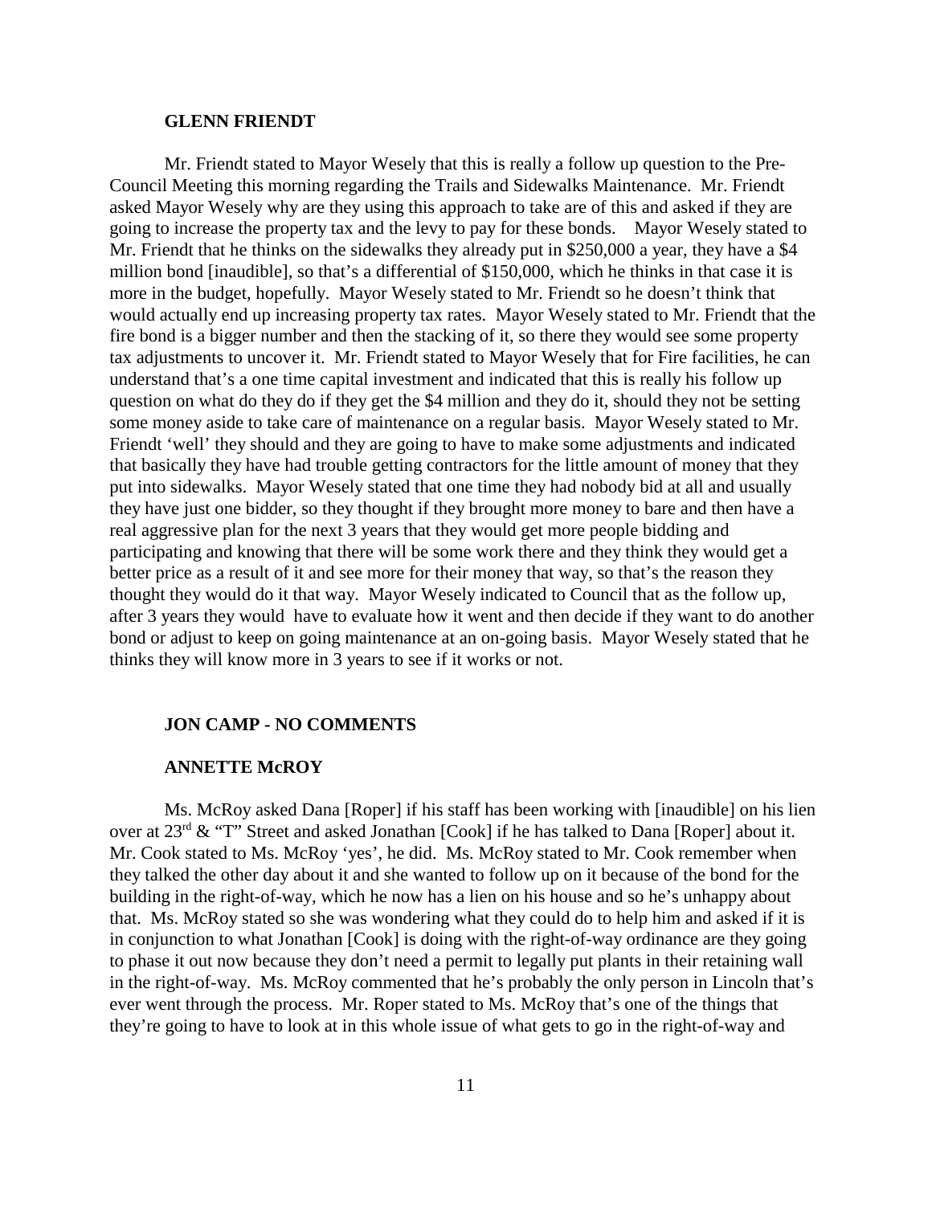### GLENN FRIENDT

Mr. Friendt stated to Mayor Wesely that this is really a follow up question to the Pre-Council Meeting this morning regarding the Trails and Sidewalks Maintenance. Mr. Friendt asked Mayor Wesely why are they using this approach to take are of this and asked if they are going to increase the property tax and the levy to pay for these bonds. Mayor Wesely stated to Mr. Friendt that he thinks on the sidewalks they already put in $250,000 a year, they have a $4 million bond [inaudible], so that's a differential of $150,000, which he thinks in that case it is more in the budget, hopefully. Mayor Wesely stated to Mr. Friendt so he doesn't think that would actually end up increasing property tax rates. Mayor Wesely stated to Mr. Friendt that the fire bond is a bigger number and then the stacking of it, so there they would see some property tax adjustments to uncover it. Mr. Friendt stated to Mayor Wesely that for Fire facilities, he can understand that's a one time capital investment and indicated that this is really his follow up question on what do they do if they get the $4 million and they do it, should they not be setting some money aside to take care of maintenance on a regular basis. Mayor Wesely stated to Mr. Friendt 'well' they should and they are going to have to make some adjustments and indicated that basically they have had trouble getting contractors for the little amount of money that they put into sidewalks. Mayor Wesely stated that one time they had nobody bid at all and usually they have just one bidder, so they thought if they brought more money to bare and then have a real aggressive plan for the next 3 years that they would get more people bidding and participating and knowing that there will be some work there and they think they would get a better price as a result of it and see more for their money that way, so that's the reason they thought they would do it that way. Mayor Wesely indicated to Council that as the follow up, after 3 years they would have to evaluate how it went and then decide if they want to do another bond or adjust to keep on going maintenance at an on-going basis. Mayor Wesely stated that he thinks they will know more in 3 years to see if it works or not.

### JON CAMP - NO COMMENTS

### ANNETTE McROY

Ms. McRoy asked Dana [Roper] if his staff has been working with [inaudible] on his lien over at 23rd & "T" Street and asked Jonathan [Cook] if he has talked to Dana [Roper] about it. Mr. Cook stated to Ms. McRoy 'yes', he did. Ms. McRoy stated to Mr. Cook remember when they talked the other day about it and she wanted to follow up on it because of the bond for the building in the right-of-way, which he now has a lien on his house and so he's unhappy about that. Ms. McRoy stated so she was wondering what they could do to help him and asked if it is in conjunction to what Jonathan [Cook] is doing with the right-of-way ordinance are they going to phase it out now because they don't need a permit to legally put plants in their retaining wall in the right-of-way. Ms. McRoy commented that he's probably the only person in Lincoln that's ever went through the process. Mr. Roper stated to Ms. McRoy that's one of the things that they're going to have to look at in this whole issue of what gets to go in the right-of-way and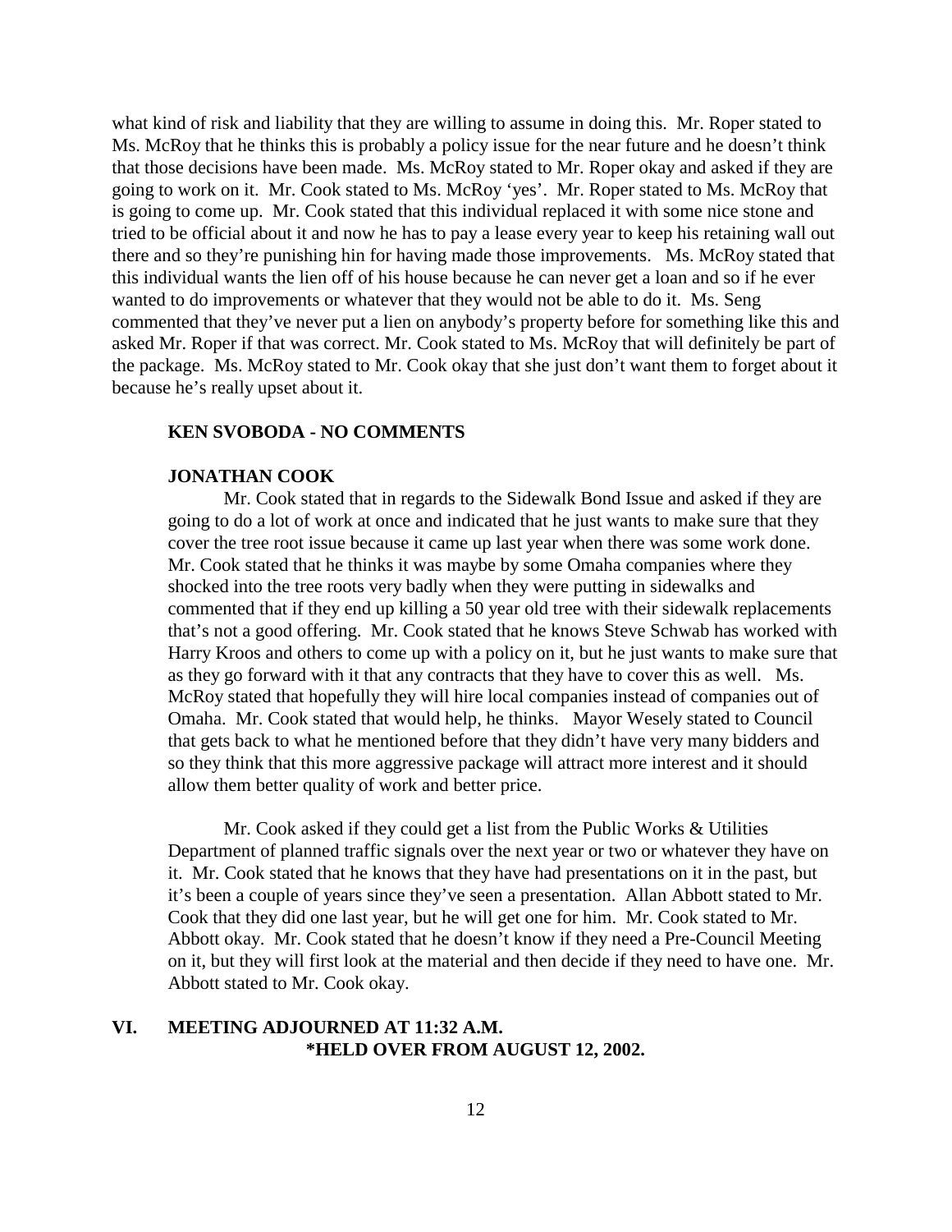what kind of risk and liability that they are willing to assume in doing this. Mr. Roper stated to Ms. McRoy that he thinks this is probably a policy issue for the near future and he doesn't think that those decisions have been made. Ms. McRoy stated to Mr. Roper okay and asked if they are going to work on it. Mr. Cook stated to Ms. McRoy 'yes'. Mr. Roper stated to Ms. McRoy that is going to come up. Mr. Cook stated that this individual replaced it with some nice stone and tried to be official about it and now he has to pay a lease every year to keep his retaining wall out there and so they're punishing hin for having made those improvements. Ms. McRoy stated that this individual wants the lien off of his house because he can never get a loan and so if he ever wanted to do improvements or whatever that they would not be able to do it. Ms. Seng commented that they've never put a lien on anybody's property before for something like this and asked Mr. Roper if that was correct. Mr. Cook stated to Ms. McRoy that will definitely be part of the package. Ms. McRoy stated to Mr. Cook okay that she just don't want them to forget about it because he's really upset about it.

**KEN SVOBODA - NO COMMENTS**

**JONATHAN COOK**

Mr. Cook stated that in regards to the Sidewalk Bond Issue and asked if they are going to do a lot of work at once and indicated that he just wants to make sure that they cover the tree root issue because it came up last year when there was some work done. Mr. Cook stated that he thinks it was maybe by some Omaha companies where they shocked into the tree roots very badly when they were putting in sidewalks and commented that if they end up killing a 50 year old tree with their sidewalk replacements that's not a good offering. Mr. Cook stated that he knows Steve Schwab has worked with Harry Kroos and others to come up with a policy on it, but he just wants to make sure that as they go forward with it that any contracts that they have to cover this as well. Ms. McRoy stated that hopefully they will hire local companies instead of companies out of Omaha. Mr. Cook stated that would help, he thinks. Mayor Wesely stated to Council that gets back to what he mentioned before that they didn't have very many bidders and so they think that this more aggressive package will attract more interest and it should allow them better quality of work and better price.

Mr. Cook asked if they could get a list from the Public Works & Utilities Department of planned traffic signals over the next year or two or whatever they have on it. Mr. Cook stated that he knows that they have had presentations on it in the past, but it's been a couple of years since they've seen a presentation. Allan Abbott stated to Mr. Cook that they did one last year, but he will get one for him. Mr. Cook stated to Mr. Abbott okay. Mr. Cook stated that he doesn't know if they need a Pre-Council Meeting on it, but they will first look at the material and then decide if they need to have one. Mr. Abbott stated to Mr. Cook okay.

## VI. MEETING ADJOURNED AT 11:32 A.M.

**\*HELD OVER FROM AUGUST 12, 2002.**